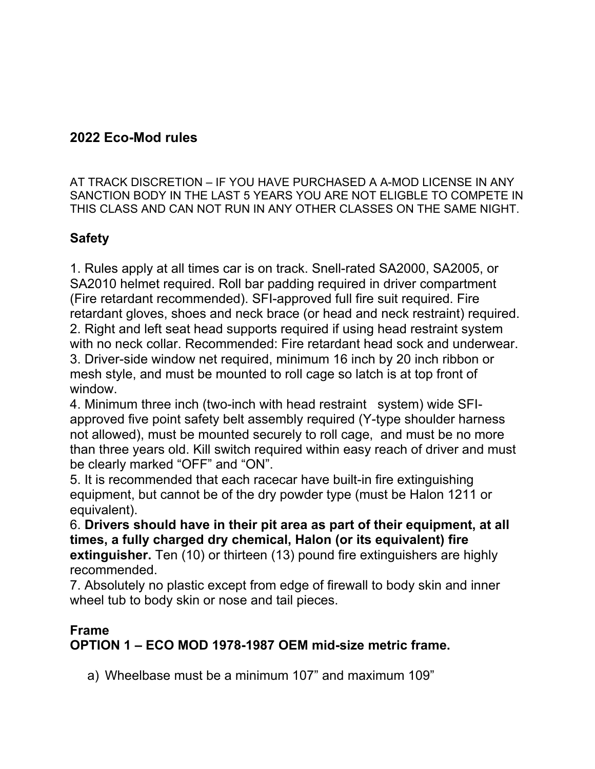## 2022 Eco-Mod rules

AT TRACK DISCRETION – IF YOU HAVE PURCHASED A A-MOD LICENSE IN ANY SANCTION BODY IN THE LAST 5 YEARS YOU ARE NOT ELIGBLE TO COMPETE IN THIS CLASS AND CAN NOT RUN IN ANY OTHER CLASSES ON THE SAME NIGHT.

### Safety

1. Rules apply at all times car is on track. Snell-rated SA2000, SA2005, or SA2010 helmet required. Roll bar padding required in driver compartment (Fire retardant recommended). SFI-approved full fire suit required. Fire retardant gloves, shoes and neck brace (or head and neck restraint) required.
2. Right and left seat head supports required if using head restraint system with no neck collar. Recommended: Fire retardant head sock and underwear.
3. Driver-side window net required, minimum 16 inch by 20 inch ribbon or mesh style, and must be mounted to roll cage so latch is at top front of window.
4. Minimum three inch (two-inch with head restraint system) wide SFI-approved five point safety belt assembly required (Y-type shoulder harness not allowed), must be mounted securely to roll cage, and must be no more than three years old. Kill switch required within easy reach of driver and must be clearly marked "OFF" and "ON".
5. It is recommended that each racecar have built-in fire extinguishing equipment, but cannot be of the dry powder type (must be Halon 1211 or equivalent).
6. **Drivers should have in their pit area as part of their equipment, at all times, a fully charged dry chemical, Halon (or its equivalent) fire extinguisher.** Ten (10) or thirteen (13) pound fire extinguishers are highly recommended.
7. Absolutely no plastic except from edge of firewall to body skin and inner wheel tub to body skin or nose and tail pieces.

### Frame
### OPTION 1 – ECO MOD 1978-1987 OEM mid-size metric frame.

a) Wheelbase must be a minimum 107" and maximum 109"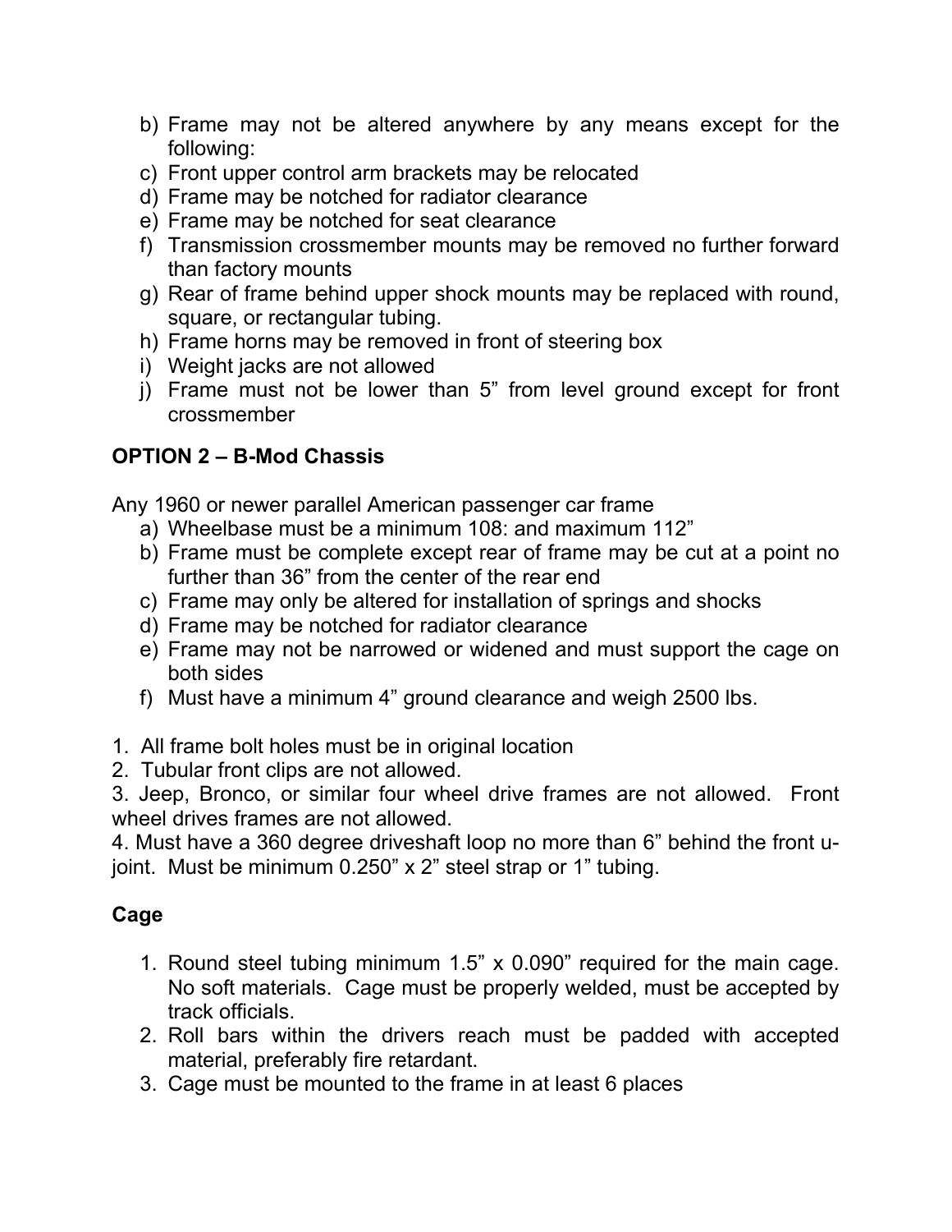b) Frame may not be altered anywhere by any means except for the following:
c) Front upper control arm brackets may be relocated
d) Frame may be notched for radiator clearance
e) Frame may be notched for seat clearance
f) Transmission crossmember mounts may be removed no further forward than factory mounts
g) Rear of frame behind upper shock mounts may be replaced with round, square, or rectangular tubing.
h) Frame horns may be removed in front of steering box
i) Weight jacks are not allowed
j) Frame must not be lower than 5" from level ground except for front crossmember

**OPTION 2 – B-Mod Chassis**

Any 1960 or newer parallel American passenger car frame

a) Wheelbase must be a minimum 108: and maximum 112"
b) Frame must be complete except rear of frame may be cut at a point no further than 36" from the center of the rear end
c) Frame may only be altered for installation of springs and shocks
d) Frame may be notched for radiator clearance
e) Frame may not be narrowed or widened and must support the cage on both sides
f) Must have a minimum 4" ground clearance and weigh 2500 lbs.

1. All frame bolt holes must be in original location
2. Tubular front clips are not allowed.
3. Jeep, Bronco, or similar four wheel drive frames are not allowed. Front wheel drives frames are not allowed.
4. Must have a 360 degree driveshaft loop no more than 6" behind the front u-joint. Must be minimum 0.250" x 2" steel strap or 1" tubing.

**Cage**

1. Round steel tubing minimum 1.5" x 0.090" required for the main cage. No soft materials. Cage must be properly welded, must be accepted by track officials.
2. Roll bars within the drivers reach must be padded with accepted material, preferably fire retardant.
3. Cage must be mounted to the frame in at least 6 places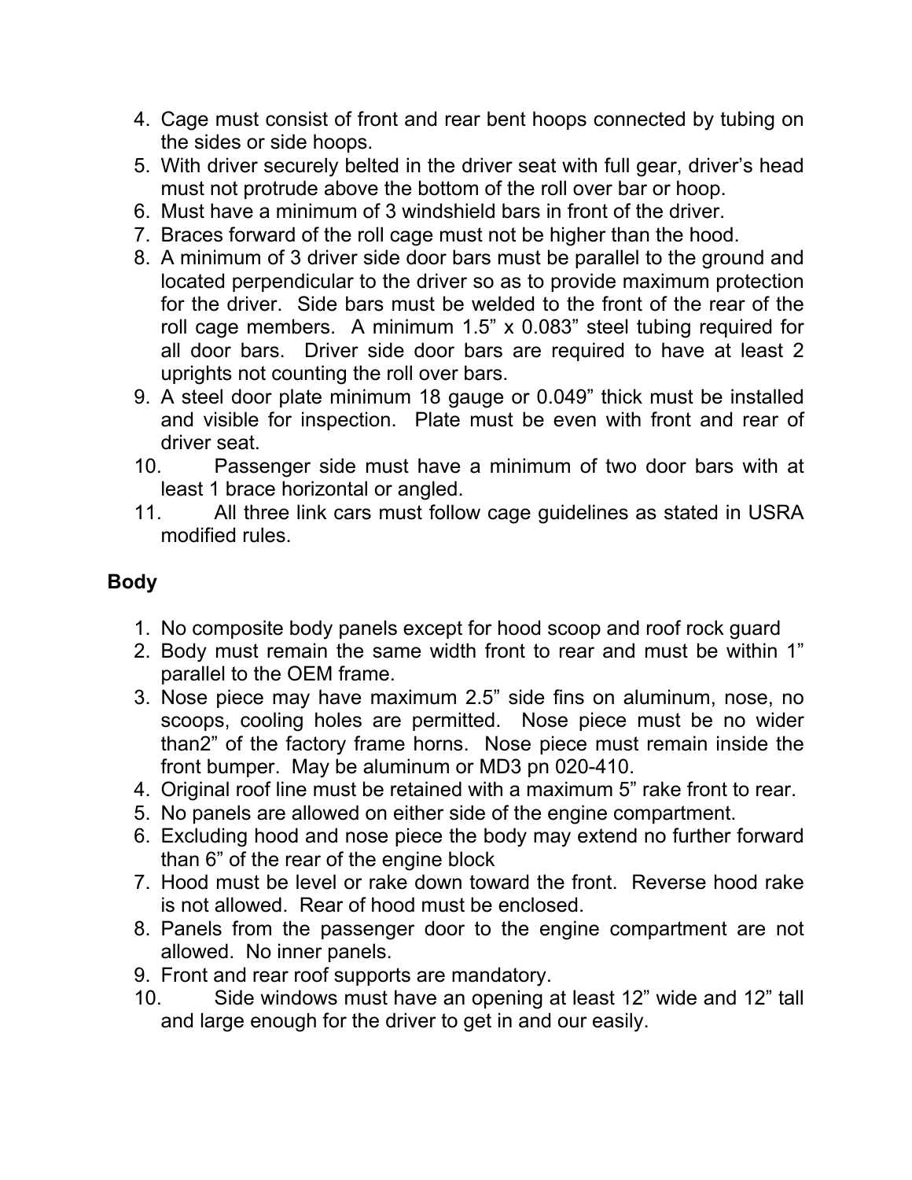4. Cage must consist of front and rear bent hoops connected by tubing on the sides or side hoops.
5. With driver securely belted in the driver seat with full gear, driver's head must not protrude above the bottom of the roll over bar or hoop.
6. Must have a minimum of 3 windshield bars in front of the driver.
7. Braces forward of the roll cage must not be higher than the hood.
8. A minimum of 3 driver side door bars must be parallel to the ground and located perpendicular to the driver so as to provide maximum protection for the driver. Side bars must be welded to the front of the rear of the roll cage members. A minimum 1.5" x 0.083" steel tubing required for all door bars. Driver side door bars are required to have at least 2 uprights not counting the roll over bars.
9. A steel door plate minimum 18 gauge or 0.049" thick must be installed and visible for inspection. Plate must be even with front and rear of driver seat.
10. Passenger side must have a minimum of two door bars with at least 1 brace horizontal or angled.
11. All three link cars must follow cage guidelines as stated in USRA modified rules.

## Body

1. No composite body panels except for hood scoop and roof rock guard
2. Body must remain the same width front to rear and must be within 1" parallel to the OEM frame.
3. Nose piece may have maximum 2.5" side fins on aluminum, nose, no scoops, cooling holes are permitted. Nose piece must be no wider than2" of the factory frame horns. Nose piece must remain inside the front bumper. May be aluminum or MD3 pn 020-410.
4. Original roof line must be retained with a maximum 5" rake front to rear.
5. No panels are allowed on either side of the engine compartment.
6. Excluding hood and nose piece the body may extend no further forward than 6" of the rear of the engine block
7. Hood must be level or rake down toward the front. Reverse hood rake is not allowed. Rear of hood must be enclosed.
8. Panels from the passenger door to the engine compartment are not allowed. No inner panels.
9. Front and rear roof supports are mandatory.
10. Side windows must have an opening at least 12" wide and 12" tall and large enough for the driver to get in and our easily.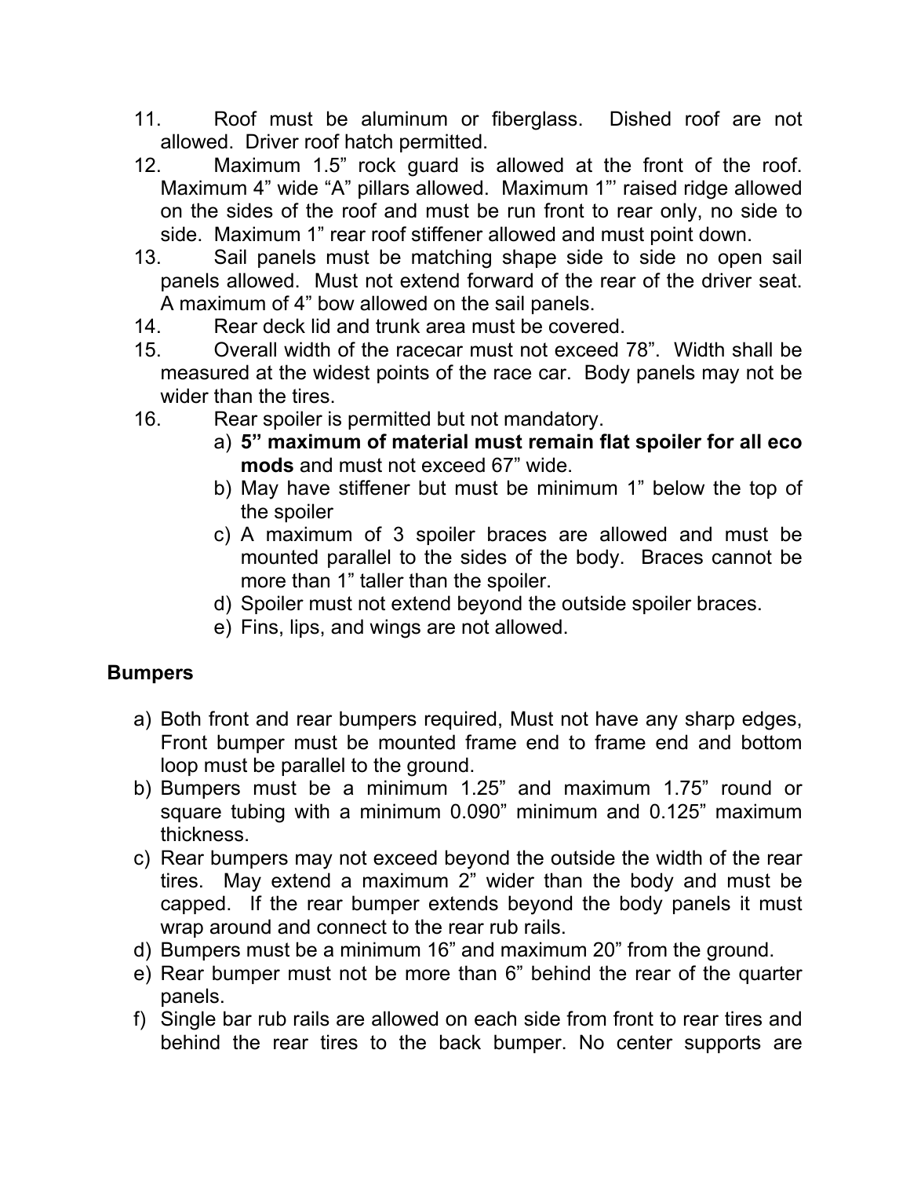11. Roof must be aluminum or fiberglass. Dished roof are not allowed. Driver roof hatch permitted.
12. Maximum 1.5" rock guard is allowed at the front of the roof. Maximum 4" wide "A" pillars allowed. Maximum 1"' raised ridge allowed on the sides of the roof and must be run front to rear only, no side to side. Maximum 1" rear roof stiffener allowed and must point down.
13. Sail panels must be matching shape side to side no open sail panels allowed. Must not extend forward of the rear of the driver seat. A maximum of 4" bow allowed on the sail panels.
14. Rear deck lid and trunk area must be covered.
15. Overall width of the racecar must not exceed 78". Width shall be measured at the widest points of the race car. Body panels may not be wider than the tires.
16. Rear spoiler is permitted but not mandatory.
    a) **5" maximum of material must remain flat spoiler for all eco mods** and must not exceed 67" wide.
    b) May have stiffener but must be minimum 1" below the top of the spoiler
    c) A maximum of 3 spoiler braces are allowed and must be mounted parallel to the sides of the body. Braces cannot be more than 1" taller than the spoiler.
    d) Spoiler must not extend beyond the outside spoiler braces.
    e) Fins, lips, and wings are not allowed.

**Bumpers**

a) Both front and rear bumpers required, Must not have any sharp edges, Front bumper must be mounted frame end to frame end and bottom loop must be parallel to the ground.
b) Bumpers must be a minimum 1.25" and maximum 1.75" round or square tubing with a minimum 0.090" minimum and 0.125" maximum thickness.
c) Rear bumpers may not exceed beyond the outside the width of the rear tires. May extend a maximum 2" wider than the body and must be capped. If the rear bumper extends beyond the body panels it must wrap around and connect to the rear rub rails.
d) Bumpers must be a minimum 16" and maximum 20" from the ground.
e) Rear bumper must not be more than 6" behind the rear of the quarter panels.
f) Single bar rub rails are allowed on each side from front to rear tires and behind the rear tires to the back bumper. No center supports are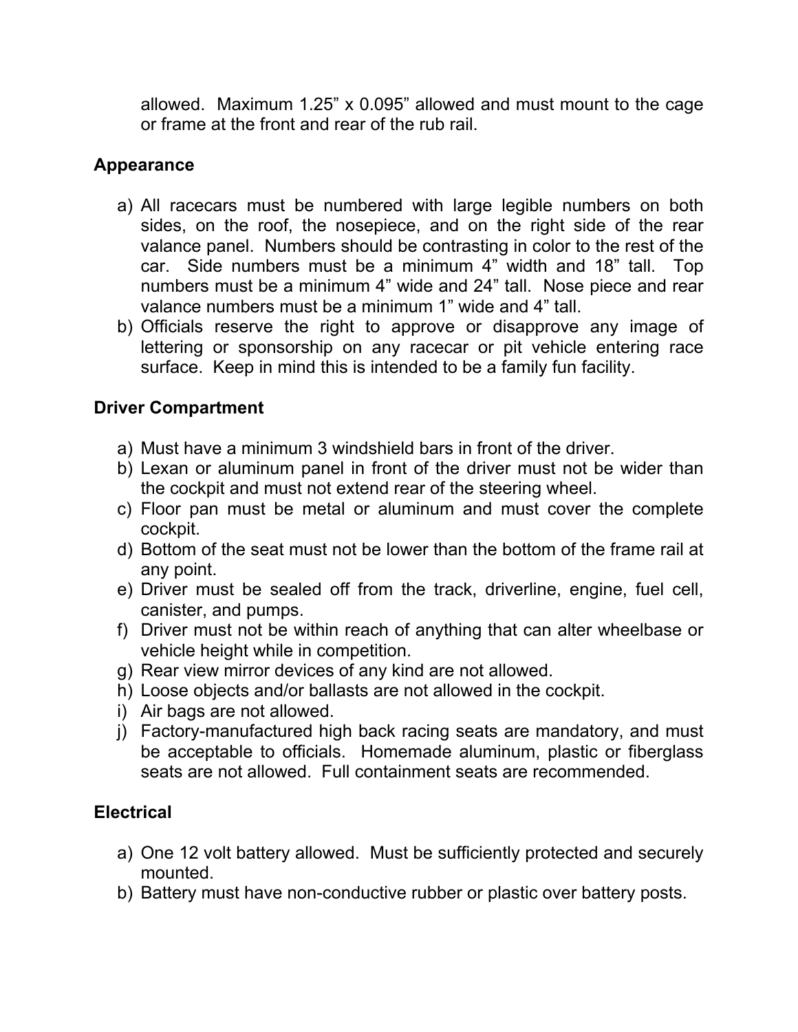allowed. Maximum 1.25" x 0.095" allowed and must mount to the cage or frame at the front and rear of the rub rail.

## Appearance

a) All racecars must be numbered with large legible numbers on both sides, on the roof, the nosepiece, and on the right side of the rear valance panel. Numbers should be contrasting in color to the rest of the car. Side numbers must be a minimum 4" width and 18" tall. Top numbers must be a minimum 4" wide and 24" tall. Nose piece and rear valance numbers must be a minimum 1" wide and 4" tall.
b) Officials reserve the right to approve or disapprove any image of lettering or sponsorship on any racecar or pit vehicle entering race surface. Keep in mind this is intended to be a family fun facility.

## Driver Compartment

a) Must have a minimum 3 windshield bars in front of the driver.
b) Lexan or aluminum panel in front of the driver must not be wider than the cockpit and must not extend rear of the steering wheel.
c) Floor pan must be metal or aluminum and must cover the complete cockpit.
d) Bottom of the seat must not be lower than the bottom of the frame rail at any point.
e) Driver must be sealed off from the track, driverline, engine, fuel cell, canister, and pumps.
f) Driver must not be within reach of anything that can alter wheelbase or vehicle height while in competition.
g) Rear view mirror devices of any kind are not allowed.
h) Loose objects and/or ballasts are not allowed in the cockpit.
i) Air bags are not allowed.
j) Factory-manufactured high back racing seats are mandatory, and must be acceptable to officials. Homemade aluminum, plastic or fiberglass seats are not allowed. Full containment seats are recommended.

## Electrical

a) One 12 volt battery allowed. Must be sufficiently protected and securely mounted.
b) Battery must have non-conductive rubber or plastic over battery posts.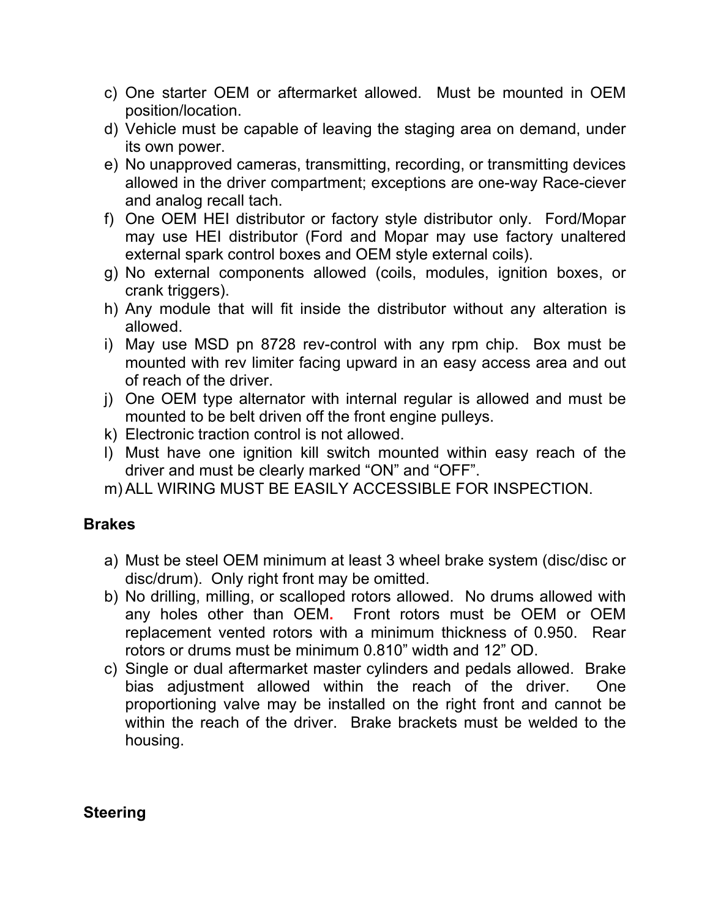c) One starter OEM or aftermarket allowed. Must be mounted in OEM position/location.
d) Vehicle must be capable of leaving the staging area on demand, under its own power.
e) No unapproved cameras, transmitting, recording, or transmitting devices allowed in the driver compartment; exceptions are one-way Race-ciever and analog recall tach.
f) One OEM HEI distributor or factory style distributor only. Ford/Mopar may use HEI distributor (Ford and Mopar may use factory unaltered external spark control boxes and OEM style external coils).
g) No external components allowed (coils, modules, ignition boxes, or crank triggers).
h) Any module that will fit inside the distributor without any alteration is allowed.
i) May use MSD pn 8728 rev-control with any rpm chip. Box must be mounted with rev limiter facing upward in an easy access area and out of reach of the driver.
j) One OEM type alternator with internal regular is allowed and must be mounted to be belt driven off the front engine pulleys.
k) Electronic traction control is not allowed.
l) Must have one ignition kill switch mounted within easy reach of the driver and must be clearly marked "ON" and "OFF".
m) ALL WIRING MUST BE EASILY ACCESSIBLE FOR INSPECTION.

**Brakes**

a) Must be steel OEM minimum at least 3 wheel brake system (disc/disc or disc/drum). Only right front may be omitted.
b) No drilling, milling, or scalloped rotors allowed. No drums allowed with any holes other than OEM. Front rotors must be OEM or OEM replacement vented rotors with a minimum thickness of 0.950. Rear rotors or drums must be minimum 0.810" width and 12" OD.
c) Single or dual aftermarket master cylinders and pedals allowed. Brake bias adjustment allowed within the reach of the driver. One proportioning valve may be installed on the right front and cannot be within the reach of the driver. Brake brackets must be welded to the housing.

**Steering**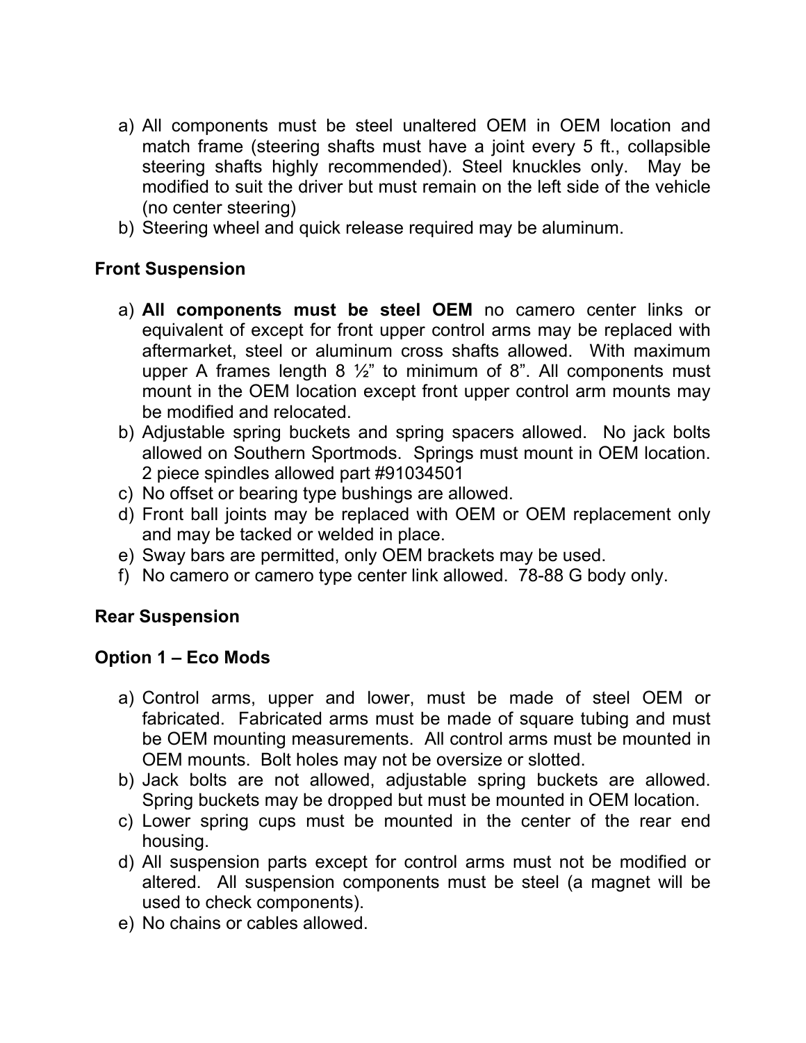a) All components must be steel unaltered OEM in OEM location and match frame (steering shafts must have a joint every 5 ft., collapsible steering shafts highly recommended). Steel knuckles only. May be modified to suit the driver but must remain on the left side of the vehicle (no center steering)
b) Steering wheel and quick release required may be aluminum.

**Front Suspension**

a) **All components must be steel OEM** no camero center links or equivalent of except for front upper control arms may be replaced with aftermarket, steel or aluminum cross shafts allowed. With maximum upper A frames length 8 ½" to minimum of 8". All components must mount in the OEM location except front upper control arm mounts may be modified and relocated.
b) Adjustable spring buckets and spring spacers allowed. No jack bolts allowed on Southern Sportmods. Springs must mount in OEM location. 2 piece spindles allowed part #91034501
c) No offset or bearing type bushings are allowed.
d) Front ball joints may be replaced with OEM or OEM replacement only and may be tacked or welded in place.
e) Sway bars are permitted, only OEM brackets may be used.
f) No camero or camero type center link allowed. 78-88 G body only.

**Rear Suspension**

**Option 1 – Eco Mods**

a) Control arms, upper and lower, must be made of steel OEM or fabricated. Fabricated arms must be made of square tubing and must be OEM mounting measurements. All control arms must be mounted in OEM mounts. Bolt holes may not be oversize or slotted.
b) Jack bolts are not allowed, adjustable spring buckets are allowed. Spring buckets may be dropped but must be mounted in OEM location.
c) Lower spring cups must be mounted in the center of the rear end housing.
d) All suspension parts except for control arms must not be modified or altered. All suspension components must be steel (a magnet will be used to check components).
e) No chains or cables allowed.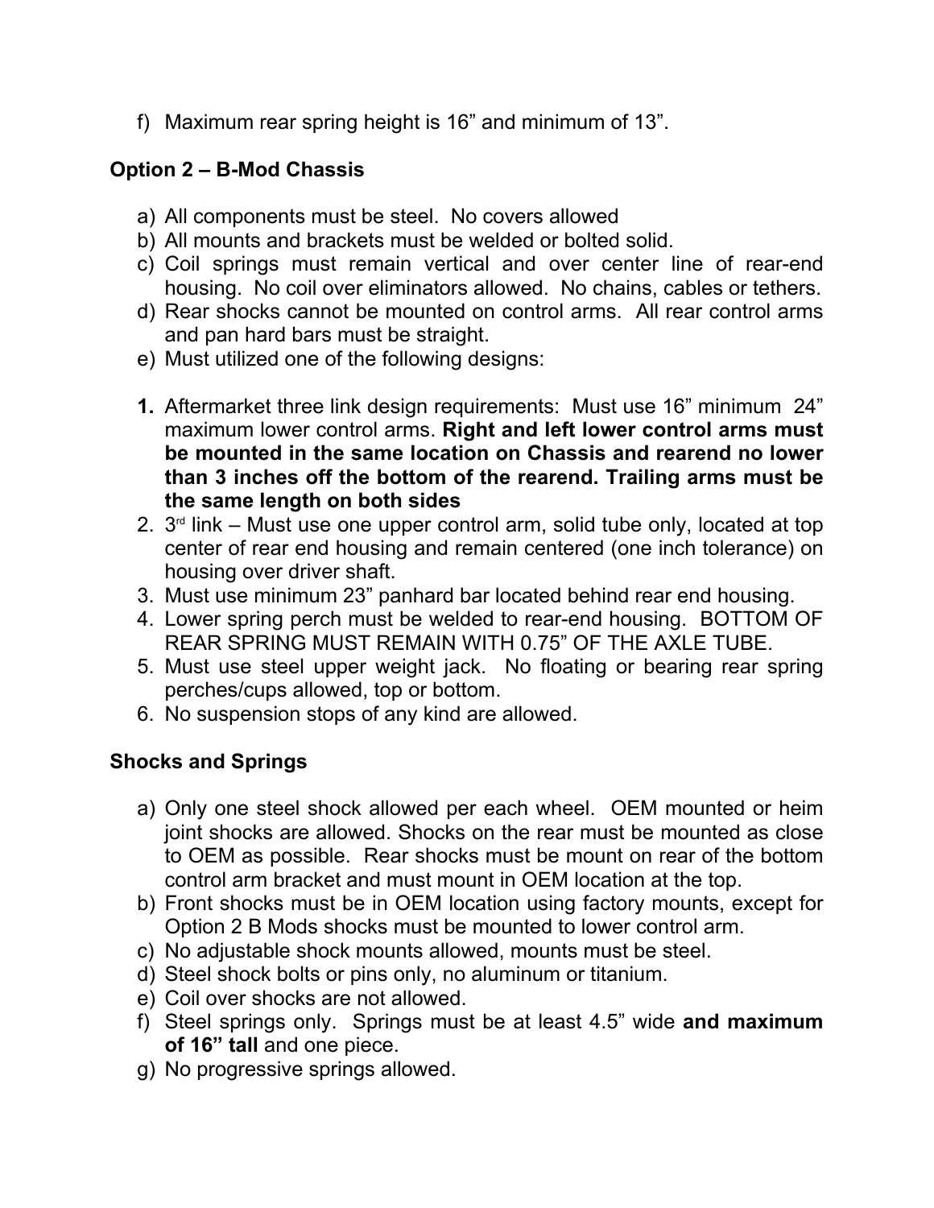f) Maximum rear spring height is 16" and minimum of 13".

**Option 2 – B-Mod Chassis**

a) All components must be steel. No covers allowed
b) All mounts and brackets must be welded or bolted solid.
c) Coil springs must remain vertical and over center line of rear-end housing. No coil over eliminators allowed. No chains, cables or tethers.
d) Rear shocks cannot be mounted on control arms. All rear control arms and pan hard bars must be straight.
e) Must utilized one of the following designs:

1. Aftermarket three link design requirements: Must use 16" minimum 24" maximum lower control arms. **Right and left lower control arms must be mounted in the same location on Chassis and rearend no lower than 3 inches off the bottom of the rearend. Trailing arms must be the same length on both sides**
2. 3rd link – Must use one upper control arm, solid tube only, located at top center of rear end housing and remain centered (one inch tolerance) on housing over driver shaft.
3. Must use minimum 23" panhard bar located behind rear end housing.
4. Lower spring perch must be welded to rear-end housing. BOTTOM OF REAR SPRING MUST REMAIN WITH 0.75" OF THE AXLE TUBE.
5. Must use steel upper weight jack. No floating or bearing rear spring perches/cups allowed, top or bottom.
6. No suspension stops of any kind are allowed.

**Shocks and Springs**

a) Only one steel shock allowed per each wheel. OEM mounted or heim joint shocks are allowed. Shocks on the rear must be mounted as close to OEM as possible. Rear shocks must be mount on rear of the bottom control arm bracket and must mount in OEM location at the top.
b) Front shocks must be in OEM location using factory mounts, except for Option 2 B Mods shocks must be mounted to lower control arm.
c) No adjustable shock mounts allowed, mounts must be steel.
d) Steel shock bolts or pins only, no aluminum or titanium.
e) Coil over shocks are not allowed.
f) Steel springs only. Springs must be at least 4.5" wide **and maximum of 16" tall** and one piece.
g) No progressive springs allowed.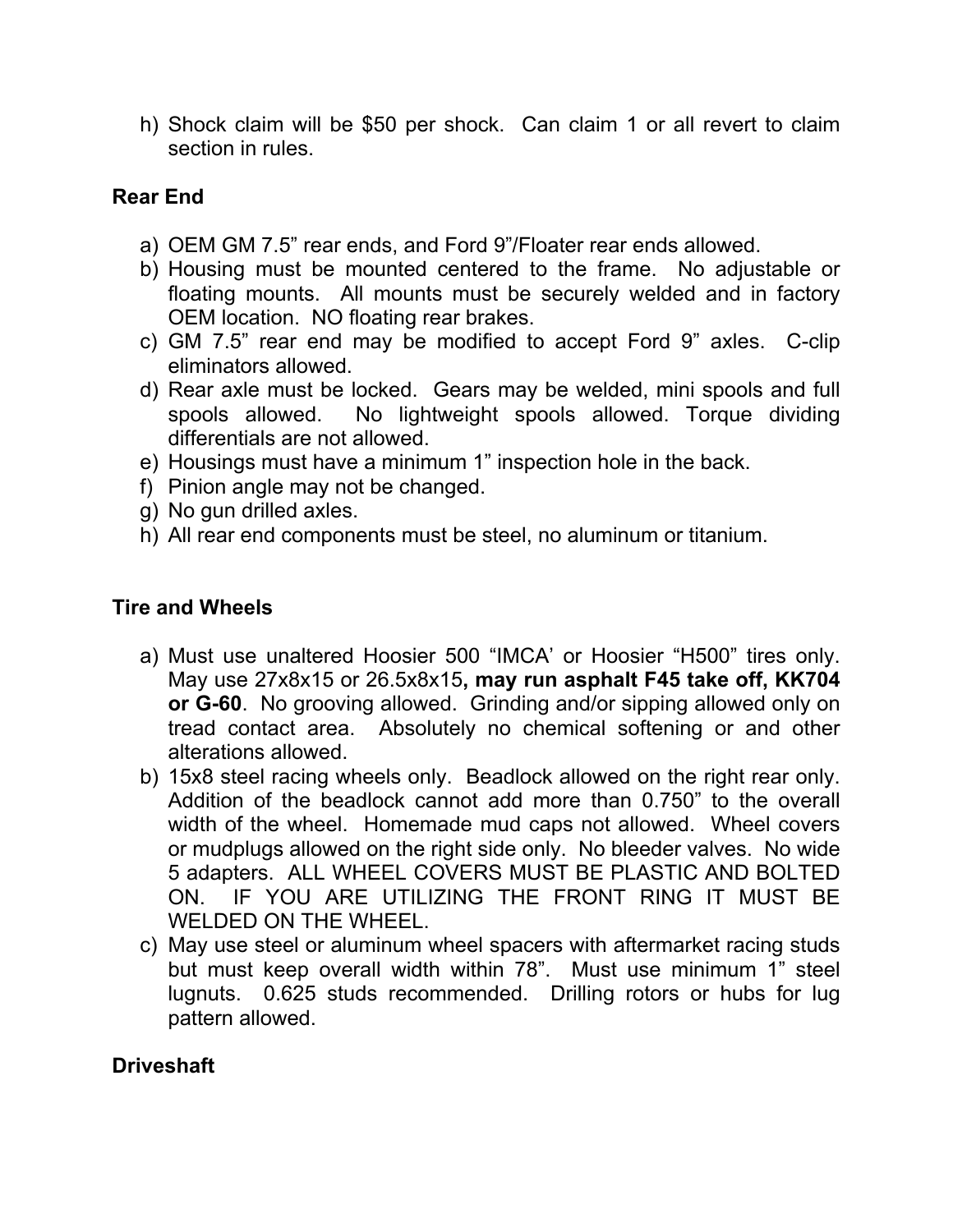h) Shock claim will be $50 per shock. Can claim 1 or all revert to claim section in rules.

## Rear End

a) OEM GM 7.5" rear ends, and Ford 9"/Floater rear ends allowed.
b) Housing must be mounted centered to the frame. No adjustable or floating mounts. All mounts must be securely welded and in factory OEM location. NO floating rear brakes.
c) GM 7.5" rear end may be modified to accept Ford 9" axles. C-clip eliminators allowed.
d) Rear axle must be locked. Gears may be welded, mini spools and full spools allowed. No lightweight spools allowed. Torque dividing differentials are not allowed.
e) Housings must have a minimum 1" inspection hole in the back.
f) Pinion angle may not be changed.
g) No gun drilled axles.
h) All rear end components must be steel, no aluminum or titanium.

## Tire and Wheels

a) Must use unaltered Hoosier 500 "IMCA' or Hoosier "H500" tires only. May use 27x8x15 or 26.5x8x15**, may run asphalt F45 take off, KK704 or G-60**. No grooving allowed. Grinding and/or sipping allowed only on tread contact area. Absolutely no chemical softening or and other alterations allowed.
b) 15x8 steel racing wheels only. Beadlock allowed on the right rear only. Addition of the beadlock cannot add more than 0.750" to the overall width of the wheel. Homemade mud caps not allowed. Wheel covers or mudplugs allowed on the right side only. No bleeder valves. No wide 5 adapters. ALL WHEEL COVERS MUST BE PLASTIC AND BOLTED ON. IF YOU ARE UTILIZING THE FRONT RING IT MUST BE WELDED ON THE WHEEL.
c) May use steel or aluminum wheel spacers with aftermarket racing studs but must keep overall width within 78". Must use minimum 1" steel lugnuts. 0.625 studs recommended. Drilling rotors or hubs for lug pattern allowed.

## Driveshaft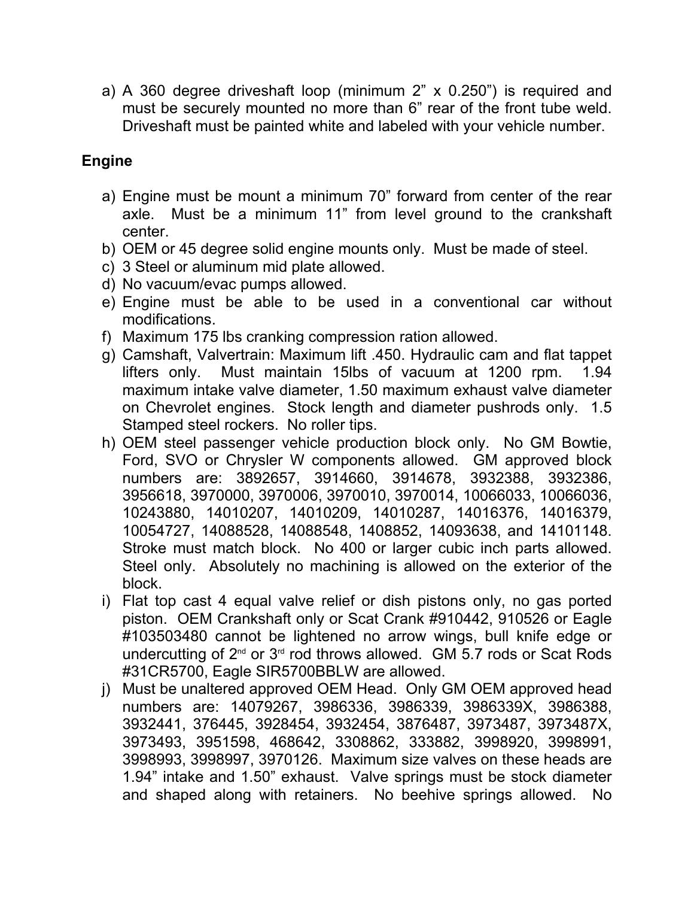a) A 360 degree driveshaft loop (minimum 2" x 0.250") is required and must be securely mounted no more than 6" rear of the front tube weld. Driveshaft must be painted white and labeled with your vehicle number.

**Engine**

a) Engine must be mount a minimum 70" forward from center of the rear axle. Must be a minimum 11" from level ground to the crankshaft center.
b) OEM or 45 degree solid engine mounts only. Must be made of steel.
c) 3 Steel or aluminum mid plate allowed.
d) No vacuum/evac pumps allowed.
e) Engine must be able to be used in a conventional car without modifications.
f) Maximum 175 lbs cranking compression ration allowed.
g) Camshaft, Valvertrain: Maximum lift .450. Hydraulic cam and flat tappet lifters only. Must maintain 15lbs of vacuum at 1200 rpm. 1.94 maximum intake valve diameter, 1.50 maximum exhaust valve diameter on Chevrolet engines. Stock length and diameter pushrods only. 1.5 Stamped steel rockers. No roller tips.
h) OEM steel passenger vehicle production block only. No GM Bowtie, Ford, SVO or Chrysler W components allowed. GM approved block numbers are: 3892657, 3914660, 3914678, 3932388, 3932386, 3956618, 3970000, 3970006, 3970010, 3970014, 10066033, 10066036, 10243880, 14010207, 14010209, 14010287, 14016376, 14016379, 10054727, 14088528, 14088548, 1408852, 14093638, and 14101148. Stroke must match block. No 400 or larger cubic inch parts allowed. Steel only. Absolutely no machining is allowed on the exterior of the block.
i) Flat top cast 4 equal valve relief or dish pistons only, no gas ported piston. OEM Crankshaft only or Scat Crank #910442, 910526 or Eagle #103503480 cannot be lightened no arrow wings, bull knife edge or undercutting of 2nd or 3rd rod throws allowed. GM 5.7 rods or Scat Rods #31CR5700, Eagle SIR5700BBLW are allowed.
j) Must be unaltered approved OEM Head. Only GM OEM approved head numbers are: 14079267, 3986336, 3986339, 3986339X, 3986388, 3932441, 376445, 3928454, 3932454, 3876487, 3973487, 3973487X, 3973493, 3951598, 468642, 3308862, 333882, 3998920, 3998991, 3998993, 3998997, 3970126. Maximum size valves on these heads are 1.94" intake and 1.50" exhaust. Valve springs must be stock diameter and shaped along with retainers. No beehive springs allowed. No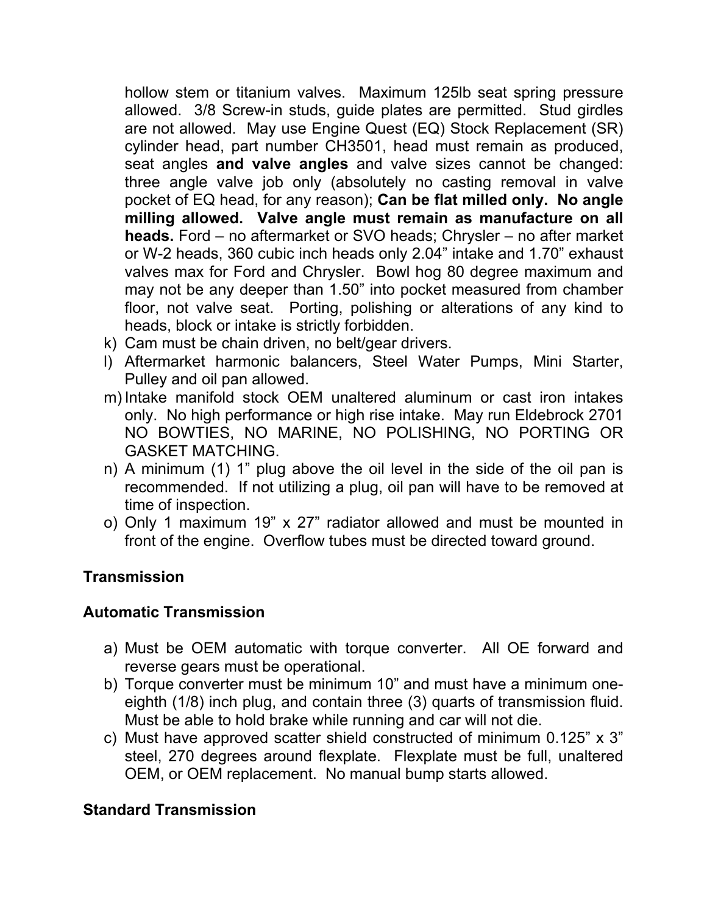hollow stem or titanium valves. Maximum 125lb seat spring pressure allowed. 3/8 Screw-in studs, guide plates are permitted. Stud girdles are not allowed. May use Engine Quest (EQ) Stock Replacement (SR) cylinder head, part number CH3501, head must remain as produced, seat angles **and valve angles** and valve sizes cannot be changed: three angle valve job only (absolutely no casting removal in valve pocket of EQ head, for any reason); **Can be flat milled only. No angle milling allowed. Valve angle must remain as manufacture on all heads.** Ford – no aftermarket or SVO heads; Chrysler – no after market or W-2 heads, 360 cubic inch heads only 2.04" intake and 1.70" exhaust valves max for Ford and Chrysler. Bowl hog 80 degree maximum and may not be any deeper than 1.50" into pocket measured from chamber floor, not valve seat. Porting, polishing or alterations of any kind to heads, block or intake is strictly forbidden.

k) Cam must be chain driven, no belt/gear drivers.
l) Aftermarket harmonic balancers, Steel Water Pumps, Mini Starter, Pulley and oil pan allowed.
m) Intake manifold stock OEM unaltered aluminum or cast iron intakes only. No high performance or high rise intake. May run Eldebrock 2701 NO BOWTIES, NO MARINE, NO POLISHING, NO PORTING OR GASKET MATCHING.
n) A minimum (1) 1" plug above the oil level in the side of the oil pan is recommended. If not utilizing a plug, oil pan will have to be removed at time of inspection.
o) Only 1 maximum 19" x 27" radiator allowed and must be mounted in front of the engine. Overflow tubes must be directed toward ground.

## Transmission

### Automatic Transmission

a) Must be OEM automatic with torque converter. All OE forward and reverse gears must be operational.
b) Torque converter must be minimum 10" and must have a minimum one-eighth (1/8) inch plug, and contain three (3) quarts of transmission fluid. Must be able to hold brake while running and car will not die.
c) Must have approved scatter shield constructed of minimum 0.125" x 3" steel, 270 degrees around flexplate. Flexplate must be full, unaltered OEM, or OEM replacement. No manual bump starts allowed.

### Standard Transmission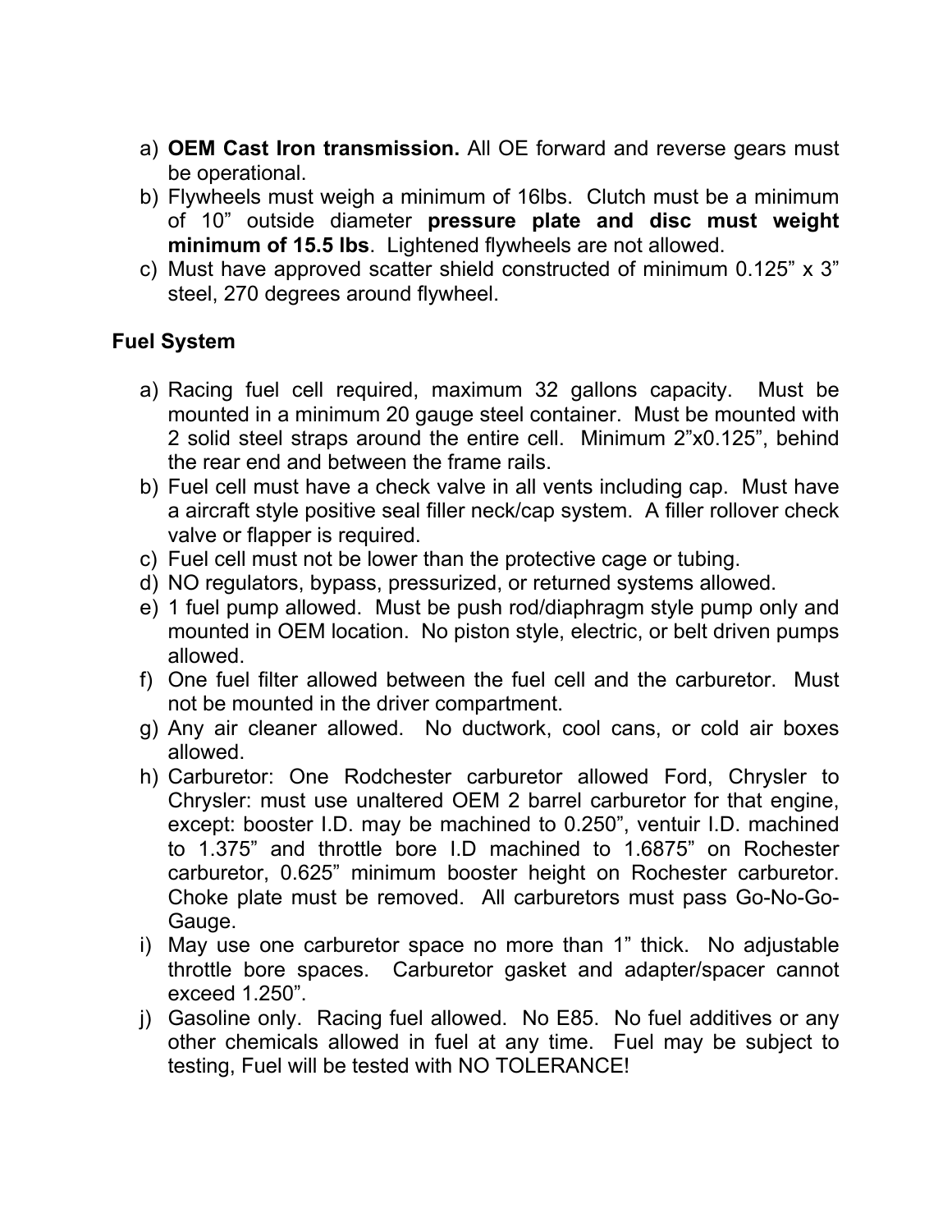a) **OEM Cast Iron transmission.** All OE forward and reverse gears must be operational.
b) Flywheels must weigh a minimum of 16lbs. Clutch must be a minimum of 10” outside diameter **pressure plate and disc must weight minimum of 15.5 lbs**. Lightened flywheels are not allowed.
c) Must have approved scatter shield constructed of minimum 0.125” x 3” steel, 270 degrees around flywheel.

**Fuel System**

a) Racing fuel cell required, maximum 32 gallons capacity. Must be mounted in a minimum 20 gauge steel container. Must be mounted with 2 solid steel straps around the entire cell. Minimum 2”x0.125”, behind the rear end and between the frame rails.
b) Fuel cell must have a check valve in all vents including cap. Must have a aircraft style positive seal filler neck/cap system. A filler rollover check valve or flapper is required.
c) Fuel cell must not be lower than the protective cage or tubing.
d) NO regulators, bypass, pressurized, or returned systems allowed.
e) 1 fuel pump allowed. Must be push rod/diaphragm style pump only and mounted in OEM location. No piston style, electric, or belt driven pumps allowed.
f) One fuel filter allowed between the fuel cell and the carburetor. Must not be mounted in the driver compartment.
g) Any air cleaner allowed. No ductwork, cool cans, or cold air boxes allowed.
h) Carburetor: One Rodchester carburetor allowed Ford, Chrysler to Chrysler: must use unaltered OEM 2 barrel carburetor for that engine, except: booster I.D. may be machined to 0.250”, ventuir I.D. machined to 1.375” and throttle bore I.D machined to 1.6875” on Rochester carburetor, 0.625” minimum booster height on Rochester carburetor. Choke plate must be removed. All carburetors must pass Go-No-Go-Gauge.
i) May use one carburetor space no more than 1” thick. No adjustable throttle bore spaces. Carburetor gasket and adapter/spacer cannot exceed 1.250”.
j) Gasoline only. Racing fuel allowed. No E85. No fuel additives or any other chemicals allowed in fuel at any time. Fuel may be subject to testing, Fuel will be tested with NO TOLERANCE!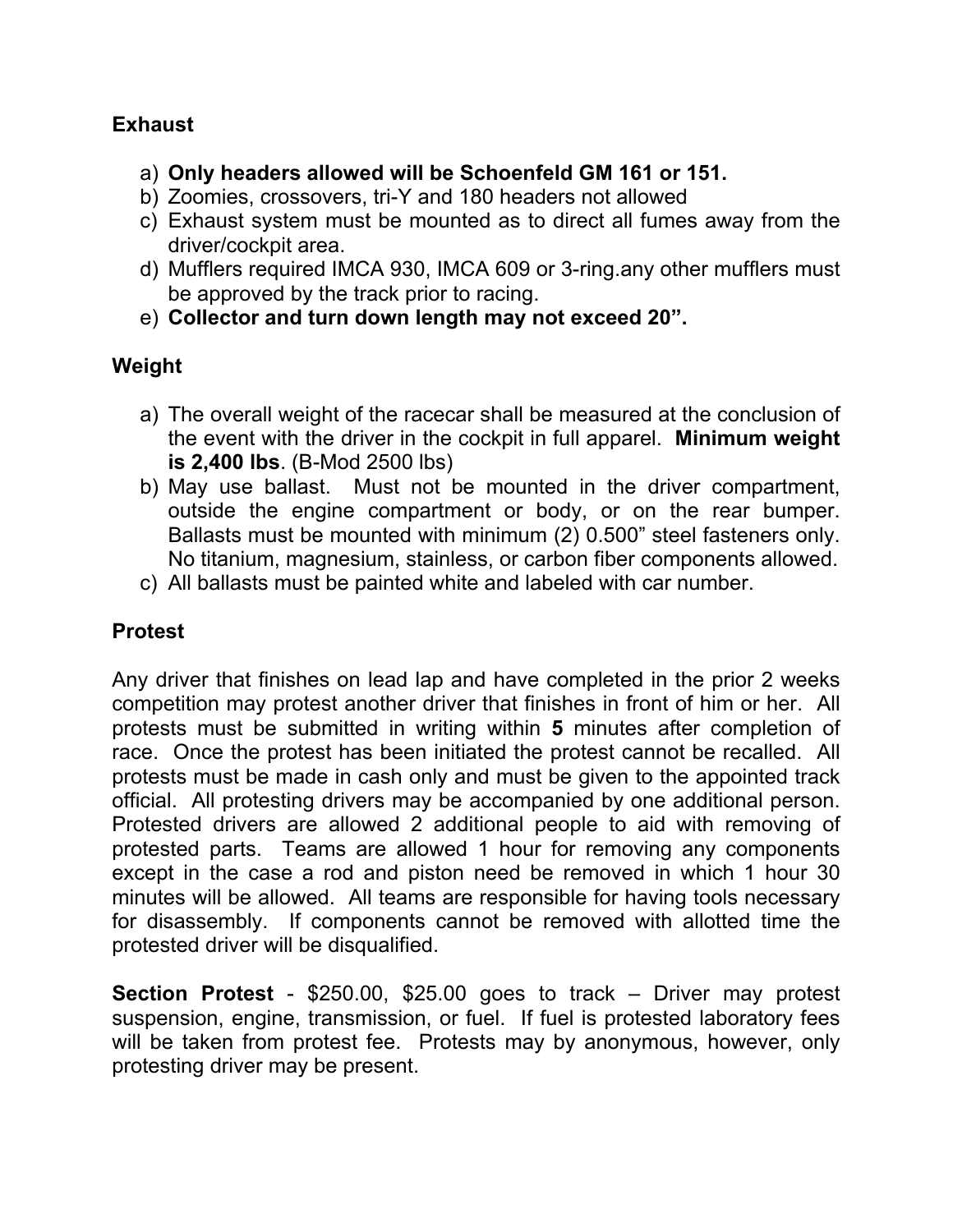### Exhaust

a) **Only headers allowed will be Schoenfeld GM 161 or 151.**
b) Zoomies, crossovers, tri-Y and 180 headers not allowed
c) Exhaust system must be mounted as to direct all fumes away from the driver/cockpit area.
d) Mufflers required IMCA 930, IMCA 609 or 3-ring.any other mufflers must be approved by the track prior to racing.
e) **Collector and turn down length may not exceed 20".**

### Weight

a) The overall weight of the racecar shall be measured at the conclusion of the event with the driver in the cockpit in full apparel. **Minimum weight is 2,400 lbs**. (B-Mod 2500 lbs)
b) May use ballast. Must not be mounted in the driver compartment, outside the engine compartment or body, or on the rear bumper. Ballasts must be mounted with minimum (2) 0.500" steel fasteners only. No titanium, magnesium, stainless, or carbon fiber components allowed.
c) All ballasts must be painted white and labeled with car number.

### Protest

Any driver that finishes on lead lap and have completed in the prior 2 weeks competition may protest another driver that finishes in front of him or her. All protests must be submitted in writing within **5** minutes after completion of race. Once the protest has been initiated the protest cannot be recalled. All protests must be made in cash only and must be given to the appointed track official. All protesting drivers may be accompanied by one additional person. Protested drivers are allowed 2 additional people to aid with removing of protested parts. Teams are allowed 1 hour for removing any components except in the case a rod and piston need be removed in which 1 hour 30 minutes will be allowed. All teams are responsible for having tools necessary for disassembly. If components cannot be removed with allotted time the protested driver will be disqualified.

**Section Protest** - $250.00, $25.00 goes to track – Driver may protest suspension, engine, transmission, or fuel. If fuel is protested laboratory fees will be taken from protest fee. Protests may by anonymous, however, only protesting driver may be present.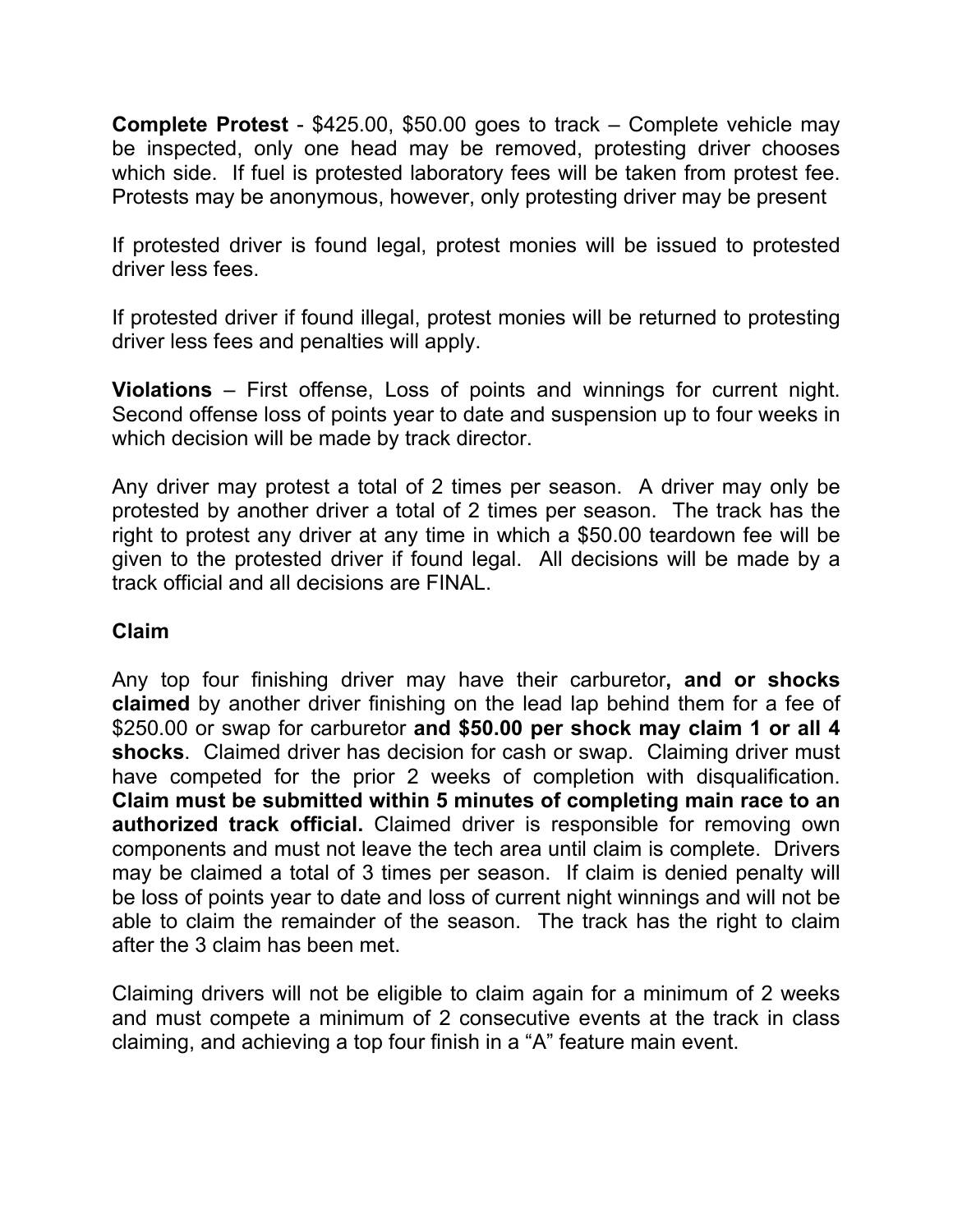**Complete Protest** - $425.00, $50.00 goes to track – Complete vehicle may be inspected, only one head may be removed, protesting driver chooses which side. If fuel is protested laboratory fees will be taken from protest fee. Protests may be anonymous, however, only protesting driver may be present

If protested driver is found legal, protest monies will be issued to protested driver less fees.

If protested driver if found illegal, protest monies will be returned to protesting driver less fees and penalties will apply.

**Violations** – First offense, Loss of points and winnings for current night. Second offense loss of points year to date and suspension up to four weeks in which decision will be made by track director.

Any driver may protest a total of 2 times per season. A driver may only be protested by another driver a total of 2 times per season. The track has the right to protest any driver at any time in which a $50.00 teardown fee will be given to the protested driver if found legal. All decisions will be made by a track official and all decisions are FINAL.

**Claim**

Any top four finishing driver may have their carburetor**, and or shocks claimed** by another driver finishing on the lead lap behind them for a fee of $250.00 or swap for carburetor **and $50.00 per shock may claim 1 or all 4 shocks**. Claimed driver has decision for cash or swap. Claiming driver must have competed for the prior 2 weeks of completion with disqualification. **Claim must be submitted within 5 minutes of completing main race to an authorized track official.** Claimed driver is responsible for removing own components and must not leave the tech area until claim is complete. Drivers may be claimed a total of 3 times per season. If claim is denied penalty will be loss of points year to date and loss of current night winnings and will not be able to claim the remainder of the season. The track has the right to claim after the 3 claim has been met.

Claiming drivers will not be eligible to claim again for a minimum of 2 weeks and must compete a minimum of 2 consecutive events at the track in class claiming, and achieving a top four finish in a "A" feature main event.